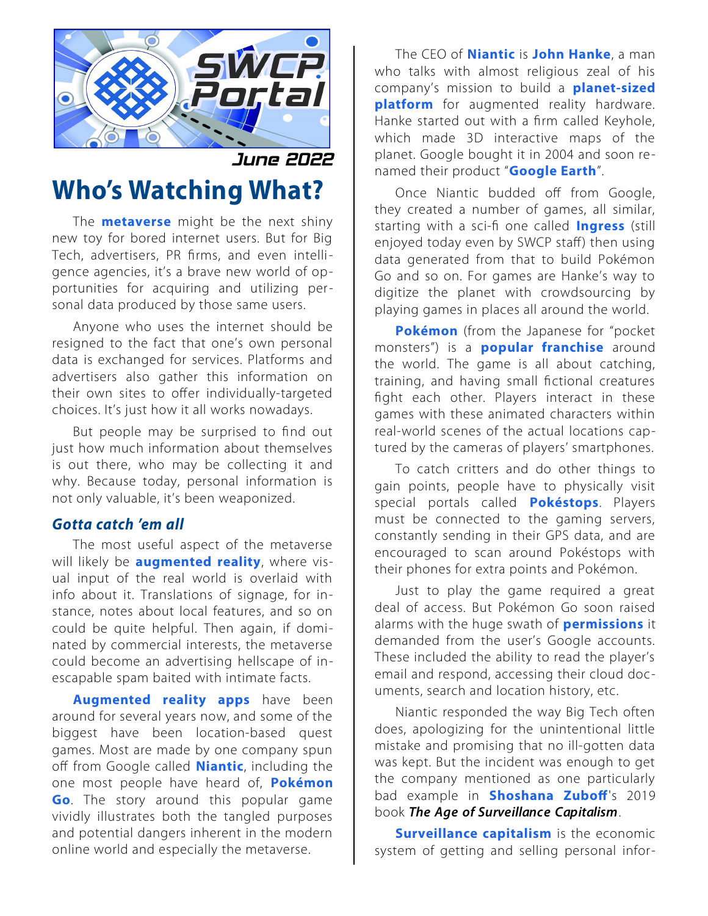SWCP Portal

June 2022

# Who's Watching What?

The **metaverse** might be the next shiny new toy for bored internet users. But for Big Tech, advertisers, PR firms, and even intelligence agencies, it's a brave new world of opportunities for acquiring and utilizing personal data produced by those same users.

Anyone who uses the internet should be resigned to the fact that one's own personal data is exchanged for services. Platforms and advertisers also gather this information on their own sites to offer individually-targeted choices. It's just how it all works nowadays.

But people may be surprised to find out just how much information about themselves is out there, who may be collecting it and why. Because today, personal information is not only valuable, it's been weaponized.

## *Gotta catch 'em all*

The most useful aspect of the metaverse will likely be **augmented reality**, where visual input of the real world is overlaid with info about it. Translations of signage, for instance, notes about local features, and so on could be quite helpful. Then again, if dominated by commercial interests, the metaverse could become an advertising hellscape of inescapable spam baited with intimate facts.

**Augmented reality apps** have been around for several years now, and some of the biggest have been location-based quest games. Most are made by one company spun off from Google called **Niantic**, including the one most people have heard of, **Pokémon Go**. The story around this popular game vividly illustrates both the tangled purposes and potential dangers inherent in the modern online world and especially the metaverse.

The CEO of **Niantic** is **John Hanke**, a man who talks with almost religious zeal of his company's mission to build a **planet-sized platform** for augmented reality hardware. Hanke started out with a firm called Keyhole, which made 3D interactive maps of the planet. Google bought it in 2004 and soon renamed their product "**Google Earth**".

Once Niantic budded off from Google, they created a number of games, all similar, starting with a sci-fi one called **Ingress** (still enjoyed today even by SWCP staff) then using data generated from that to build Pokémon Go and so on. For games are Hanke's way to digitize the planet with crowdsourcing by playing games in places all around the world.

**Pokémon** (from the Japanese for "pocket monsters") is a **popular franchise** around the world. The game is all about catching, training, and having small fictional creatures fight each other. Players interact in these games with these animated characters within real-world scenes of the actual locations captured by the cameras of players' smartphones.

To catch critters and do other things to gain points, people have to physically visit special portals called **Pokéstops**. Players must be connected to the gaming servers, constantly sending in their GPS data, and are encouraged to scan around Pokéstops with their phones for extra points and Pokémon.

Just to play the game required a great deal of access. But Pokémon Go soon raised alarms with the huge swath of **permissions** it demanded from the user's Google accounts. These included the ability to read the player's email and respond, accessing their cloud documents, search and location history, etc.

Niantic responded the way Big Tech often does, apologizing for the unintentional little mistake and promising that no ill-gotten data was kept. But the incident was enough to get the company mentioned as one particularly bad example in **Shoshana Zuboff**'s 2019 book ***The Age of Surveillance Capitalism***.

**Surveillance capitalism** is the economic system of getting and selling personal infor-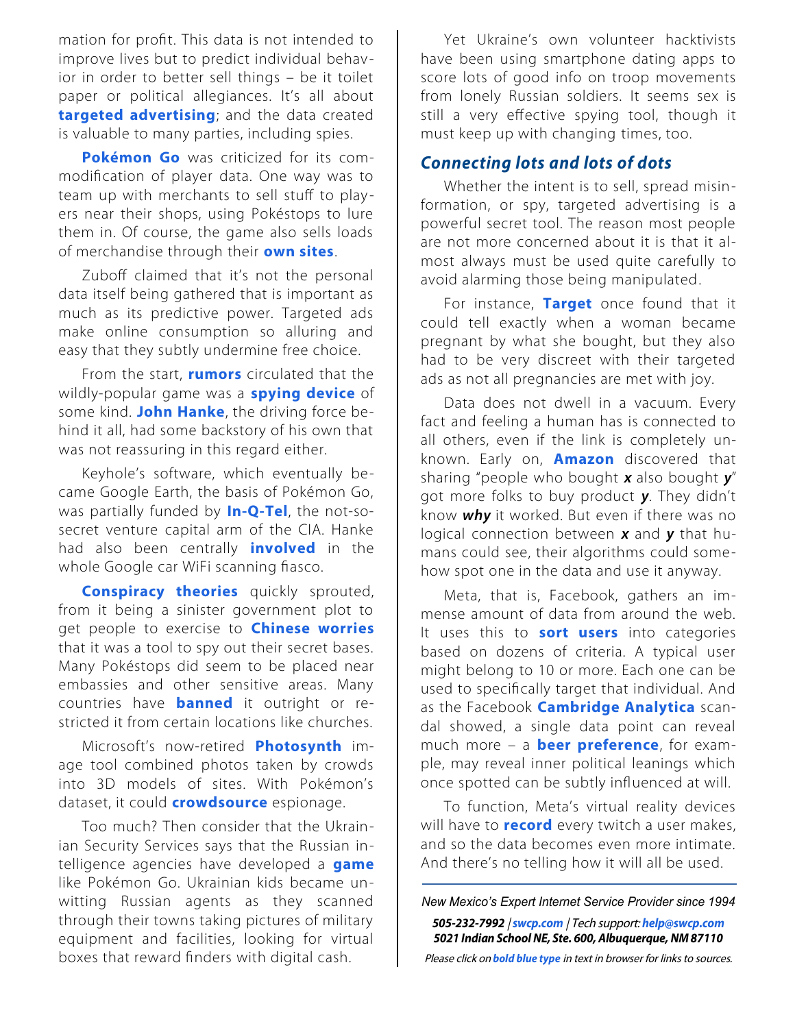mation for profit. This data is not intended to improve lives but to predict individual behavior in order to better sell things – be it toilet paper or political allegiances. It's all about **targeted advertising**; and the data created is valuable to many parties, including spies.

**Pokémon Go** was criticized for its commodification of player data. One way was to team up with merchants to sell stuff to players near their shops, using Pokéstops to lure them in. Of course, the game also sells loads of merchandise through their **own sites**.

Zuboff claimed that it's not the personal data itself being gathered that is important as much as its predictive power. Targeted ads make online consumption so alluring and easy that they subtly undermine free choice.

From the start, **rumors** circulated that the wildly-popular game was a **spying device** of some kind. **John Hanke**, the driving force behind it all, had some backstory of his own that was not reassuring in this regard either.

Keyhole's software, which eventually became Google Earth, the basis of Pokémon Go, was partially funded by **In-Q-Tel**, the not-so-secret venture capital arm of the CIA. Hanke had also been centrally **involved** in the whole Google car WiFi scanning fiasco.

**Conspiracy theories** quickly sprouted, from it being a sinister government plot to get people to exercise to **Chinese worries** that it was a tool to spy out their secret bases. Many Pokéstops did seem to be placed near embassies and other sensitive areas. Many countries have **banned** it outright or restricted it from certain locations like churches.

Microsoft's now-retired **Photosynth** image tool combined photos taken by crowds into 3D models of sites. With Pokémon's dataset, it could **crowdsource** espionage.

Too much? Then consider that the Ukrainian Security Services says that the Russian intelligence agencies have developed a **game** like Pokémon Go. Ukrainian kids became unwitting Russian agents as they scanned through their towns taking pictures of military equipment and facilities, looking for virtual boxes that reward finders with digital cash.

Yet Ukraine's own volunteer hacktivists have been using smartphone dating apps to score lots of good info on troop movements from lonely Russian soldiers. It seems sex is still a very effective spying tool, though it must keep up with changing times, too.

## *Connecting lots and lots of dots*

Whether the intent is to sell, spread misinformation, or spy, targeted advertising is a powerful secret tool. The reason most people are not more concerned about it is that it almost always must be used quite carefully to avoid alarming those being manipulated.

For instance, **Target** once found that it could tell exactly when a woman became pregnant by what she bought, but they also had to be very discreet with their targeted ads as not all pregnancies are met with joy.

Data does not dwell in a vacuum. Every fact and feeling a human has is connected to all others, even if the link is completely unknown. Early on, **Amazon** discovered that sharing "people who bought ***x*** also bought ***y***" got more folks to buy product ***y***. They didn't know ***why*** it worked. But even if there was no logical connection between ***x*** and ***y*** that humans could see, their algorithms could somehow spot one in the data and use it anyway.

Meta, that is, Facebook, gathers an immense amount of data from around the web. It uses this to **sort users** into categories based on dozens of criteria. A typical user might belong to 10 or more. Each one can be used to specifically target that individual. And as the Facebook **Cambridge Analytica** scandal showed, a single data point can reveal much more – a **beer preference**, for example, may reveal inner political leanings which once spotted can be subtly influenced at will.

To function, Meta's virtual reality devices will have to **record** every twitch a user makes, and so the data becomes even more intimate. And there's no telling how it will all be used.

---

*New Mexico's Expert Internet Service Provider since 1994*

***505-232-7992*** | ***swcp.com*** | *Tech support:* ***help@swcp.com***
***5021 Indian School NE, Ste. 600, Albuquerque, NM 87110***

*Please click on* ***bold blue type*** *in text in browser for links to sources.*